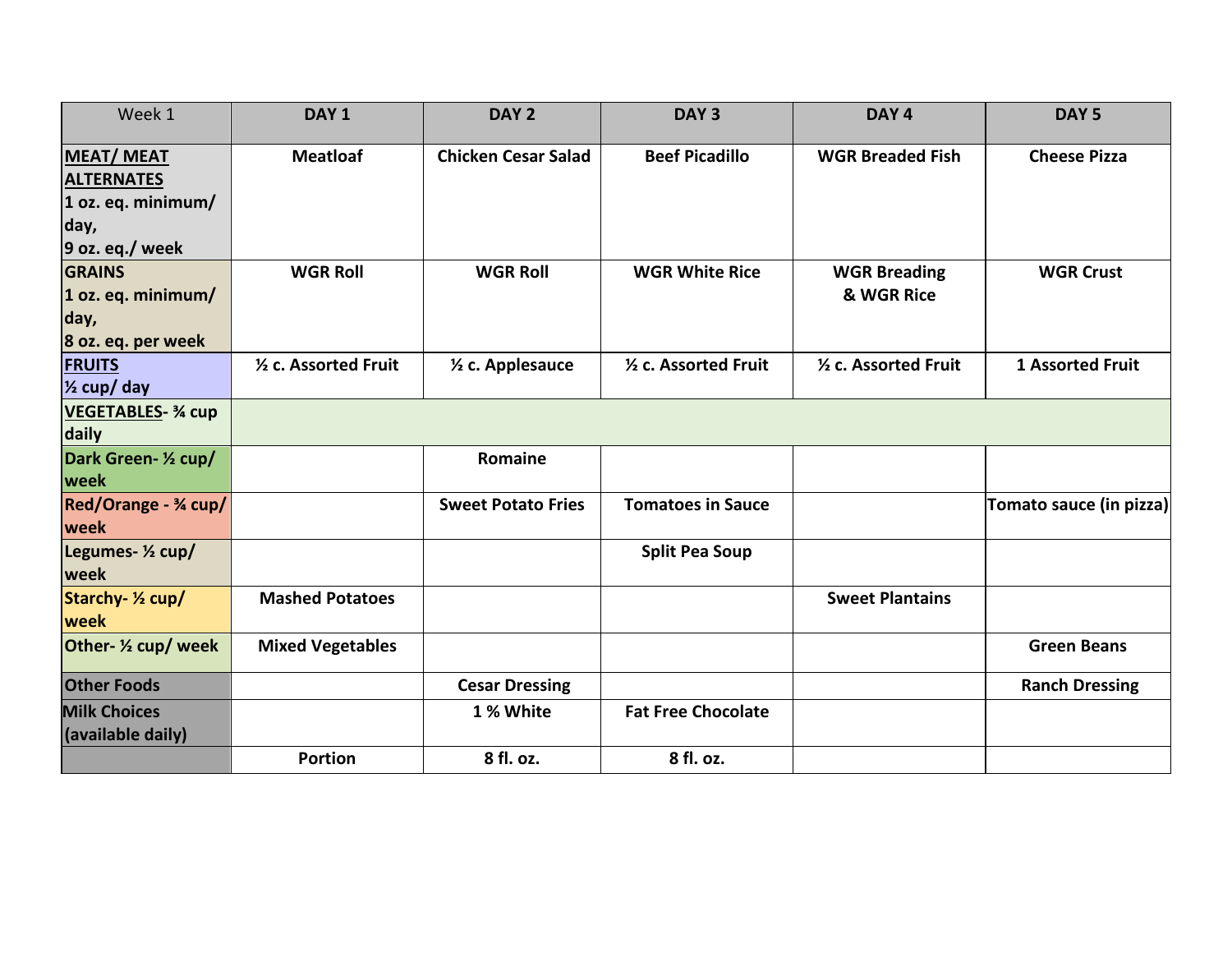| Week 1 | DAY 1 | DAY 2 | DAY 3 | DAY 4 | DAY 5 |
|---|---|---|---|---|---|
| **MEAT/ MEAT ALTERNATES** 1 oz. eq. minimum/ day, 9 oz. eq./ week | **Meatloaf** | **Chicken Cesar Salad** | **Beef Picadillo** | **WGR Breaded Fish** | **Cheese Pizza** |
| **GRAINS** 1 oz. eq. minimum/ day, 8 oz. eq. per week | **WGR Roll** | **WGR Roll** | **WGR White Rice** | **WGR Breading & WGR Rice** | **WGR Crust** |
| **FRUITS** ½ cup/ day | **½ c. Assorted Fruit** | **½ c. Applesauce** | **½ c. Assorted Fruit** | **½ c. Assorted Fruit** | **1 Assorted Fruit** |
| **VEGETABLES**- ¾ cup daily | | | | | |
| **Dark Green- ½ cup/ week** | | **Romaine** | | | |
| **Red/Orange - ¾ cup/ week** | | **Sweet Potato Fries** | **Tomatoes in Sauce** | | **Tomato sauce (in pizza)** |
| **Legumes- ½ cup/ week** | | | **Split Pea Soup** | | |
| **Starchy- ½ cup/ week** | **Mashed Potatoes** | | | **Sweet Plantains** | |
| **Other- ½ cup/ week** | **Mixed Vegetables** | | | | **Green Beans** |
| **Other Foods** | | **Cesar Dressing** | | | **Ranch Dressing** |
| **Milk Choices (available daily)** | | **1 % White** | **Fat Free Chocolate** | | |
| | **Portion** | **8 fl. oz.** | **8 fl. oz.** | | |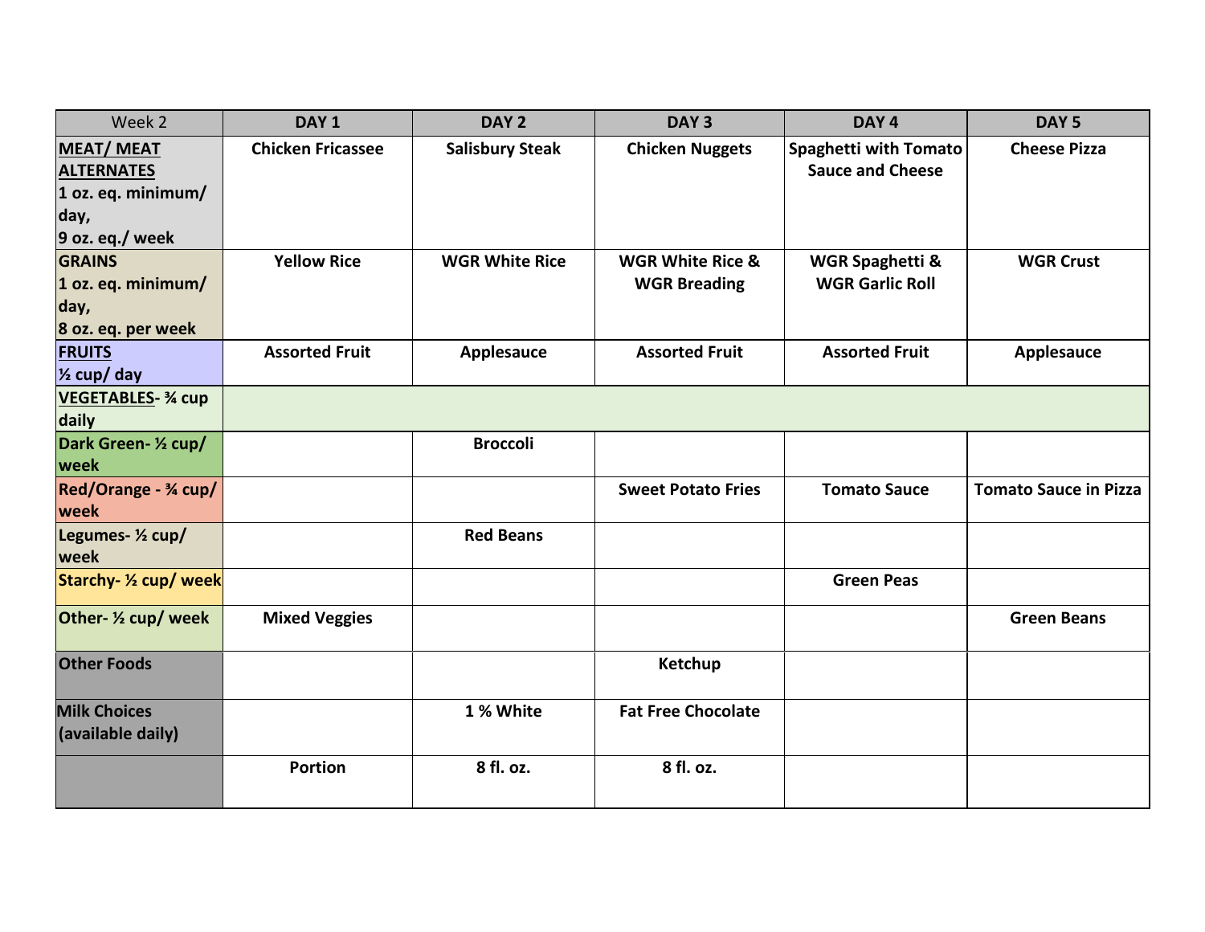| Week 2 | DAY 1 | DAY 2 | DAY 3 | DAY 4 | DAY 5 |
|---|---|---|---|---|---|
| **MEAT/ MEAT ALTERNATES** 1 oz. eq. minimum/ day, 9 oz. eq./ week | Chicken Fricassee | Salisbury Steak | Chicken Nuggets | Spaghetti with Tomato Sauce and Cheese | Cheese Pizza |
| **GRAINS** 1 oz. eq. minimum/ day, 8 oz. eq. per week | Yellow Rice | WGR White Rice | WGR White Rice & WGR Breading | WGR Spaghetti & WGR Garlic Roll | WGR Crust |
| **FRUITS** ½ cup/ day | Assorted Fruit | Applesauce | Assorted Fruit | Assorted Fruit | Applesauce |
| **VEGETABLES**- ¾ cup daily | | | | | |
| Dark Green- ½ cup/ week | | Broccoli | | | |
| Red/Orange - ¾ cup/ week | | | Sweet Potato Fries | Tomato Sauce | Tomato Sauce in Pizza |
| Legumes- ½ cup/ week | | Red Beans | | | |
| Starchy- ½ cup/ week | | | | Green Peas | |
| Other- ½ cup/ week | Mixed Veggies | | | | Green Beans |
| Other Foods | | | Ketchup | | |
| Milk Choices (available daily) | | 1 % White | Fat Free Chocolate | | |
| | Portion | 8 fl. oz. | 8 fl. oz. | | |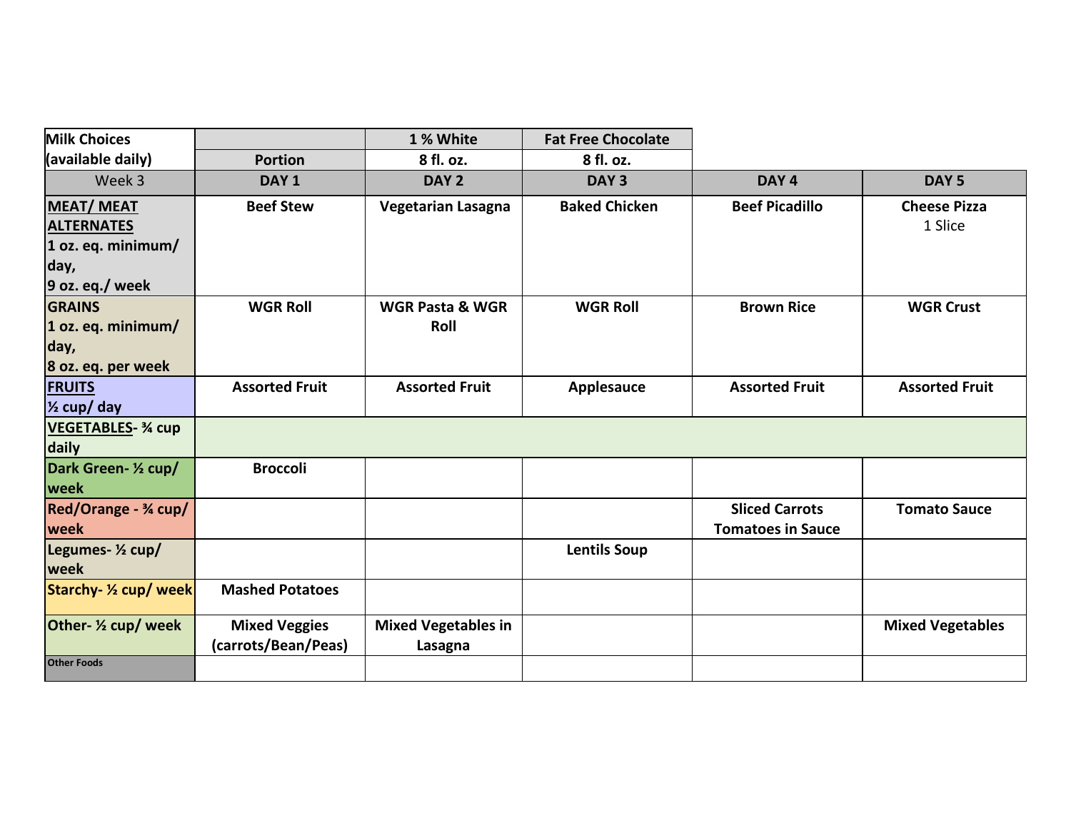| Milk Choices (available daily) | | 1 % White | Fat Free Chocolate | | |
|---|---|---|---|---|---|
| | Portion | 8 fl. oz. | 8 fl. oz. | | |
| Week 3 | DAY 1 | DAY 2 | DAY 3 | DAY 4 | DAY 5 |
| **MEAT/ MEAT ALTERNATES** 1 oz. eq. minimum/ day, 9 oz. eq./ week | **Beef Stew** | **Vegetarian Lasagna** | **Baked Chicken** | **Beef Picadillo** | **Cheese Pizza** 1 Slice |
| **GRAINS** 1 oz. eq. minimum/ day, 8 oz. eq. per week | **WGR Roll** | **WGR Pasta & WGR Roll** | **WGR Roll** | **Brown Rice** | **WGR Crust** |
| **FRUITS** ½ cup/ day | **Assorted Fruit** | **Assorted Fruit** | **Applesauce** | **Assorted Fruit** | **Assorted Fruit** |
| **VEGETABLES- ¾ cup daily** | | | | | |
| **Dark Green- ½ cup/ week** | **Broccoli** | | | | |
| **Red/Orange - ¾ cup/ week** | | | | **Sliced Carrots Tomatoes in Sauce** | **Tomato Sauce** |
| **Legumes- ½ cup/ week** | | | **Lentils Soup** | | |
| **Starchy- ½ cup/ week** | **Mashed Potatoes** | | | | |
| **Other- ½ cup/ week** | **Mixed Veggies (carrots/Bean/Peas)** | **Mixed Vegetables in Lasagna** | | | **Mixed Vegetables** |
| **Other Foods** | | | | | |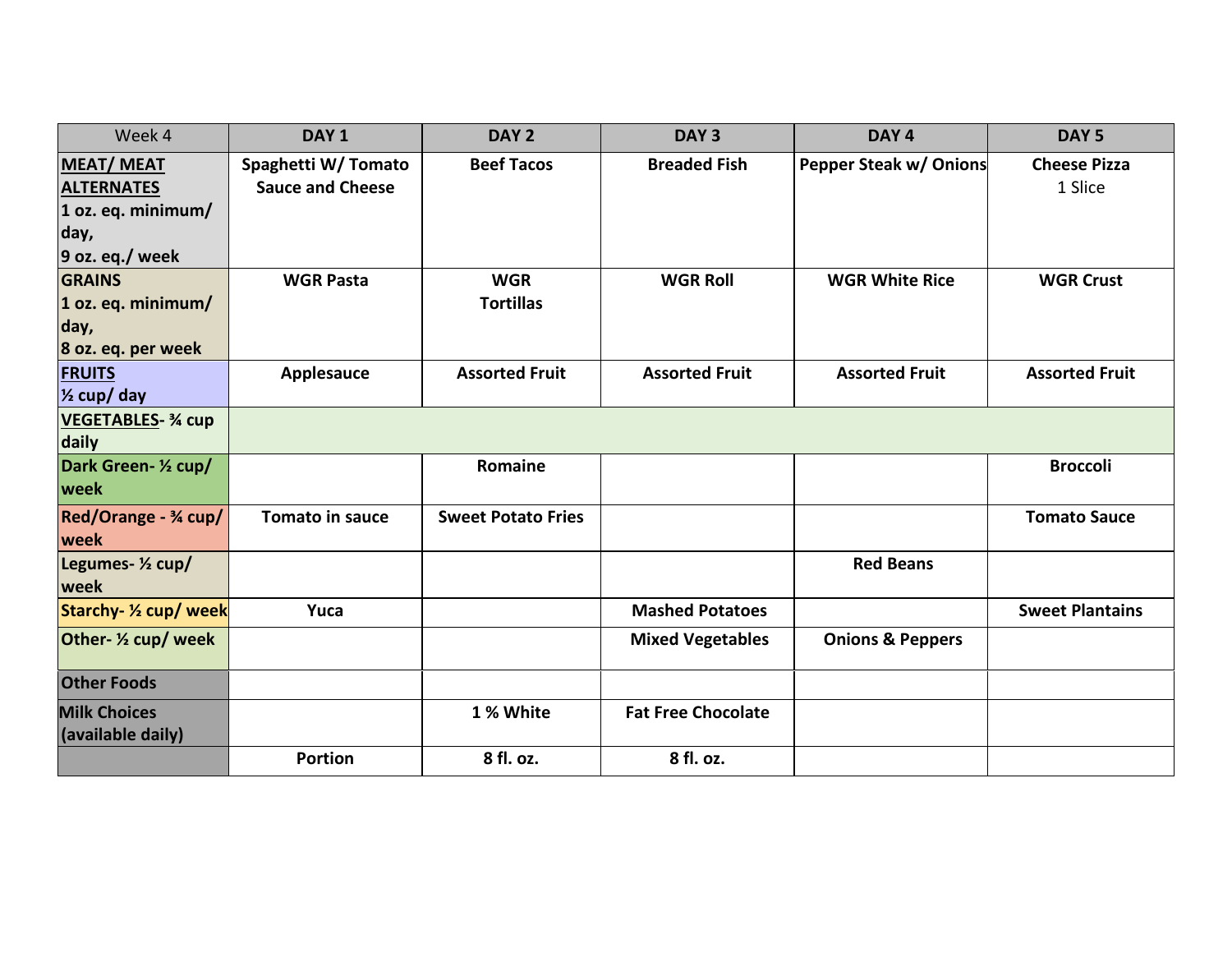| Week 4 | DAY 1 | DAY 2 | DAY 3 | DAY 4 | DAY 5 |
|---|---|---|---|---|---|
| **MEAT/ MEAT ALTERNATES** 1 oz. eq. minimum/ day, 9 oz. eq./ week | **Spaghetti W/ Tomato Sauce and Cheese** | **Beef Tacos** | **Breaded Fish** | **Pepper Steak w/ Onions** | **Cheese Pizza** 1 Slice |
| **GRAINS** 1 oz. eq. minimum/ day, 8 oz. eq. per week | **WGR Pasta** | **WGR Tortillas** | **WGR Roll** | **WGR White Rice** | **WGR Crust** |
| **FRUITS** ½ cup/ day | **Applesauce** | **Assorted Fruit** | **Assorted Fruit** | **Assorted Fruit** | **Assorted Fruit** |
| **VEGETABLES**- ¾ cup daily | | | | | |
| **Dark Green- ½ cup/ week** | | **Romaine** | | | **Broccoli** |
| **Red/Orange - ¾ cup/ week** | **Tomato in sauce** | **Sweet Potato Fries** | | | **Tomato Sauce** |
| **Legumes- ½ cup/ week** | | | | **Red Beans** | |
| **Starchy- ½ cup/ week** | **Yuca** | | **Mashed Potatoes** | | **Sweet Plantains** |
| **Other- ½ cup/ week** | | | **Mixed Vegetables** | **Onions & Peppers** | |
| **Other Foods** | | | | | |
| **Milk Choices (available daily)** | | **1 % White** | **Fat Free Chocolate** | | |
| | **Portion** | **8 fl. oz.** | **8 fl. oz.** | | |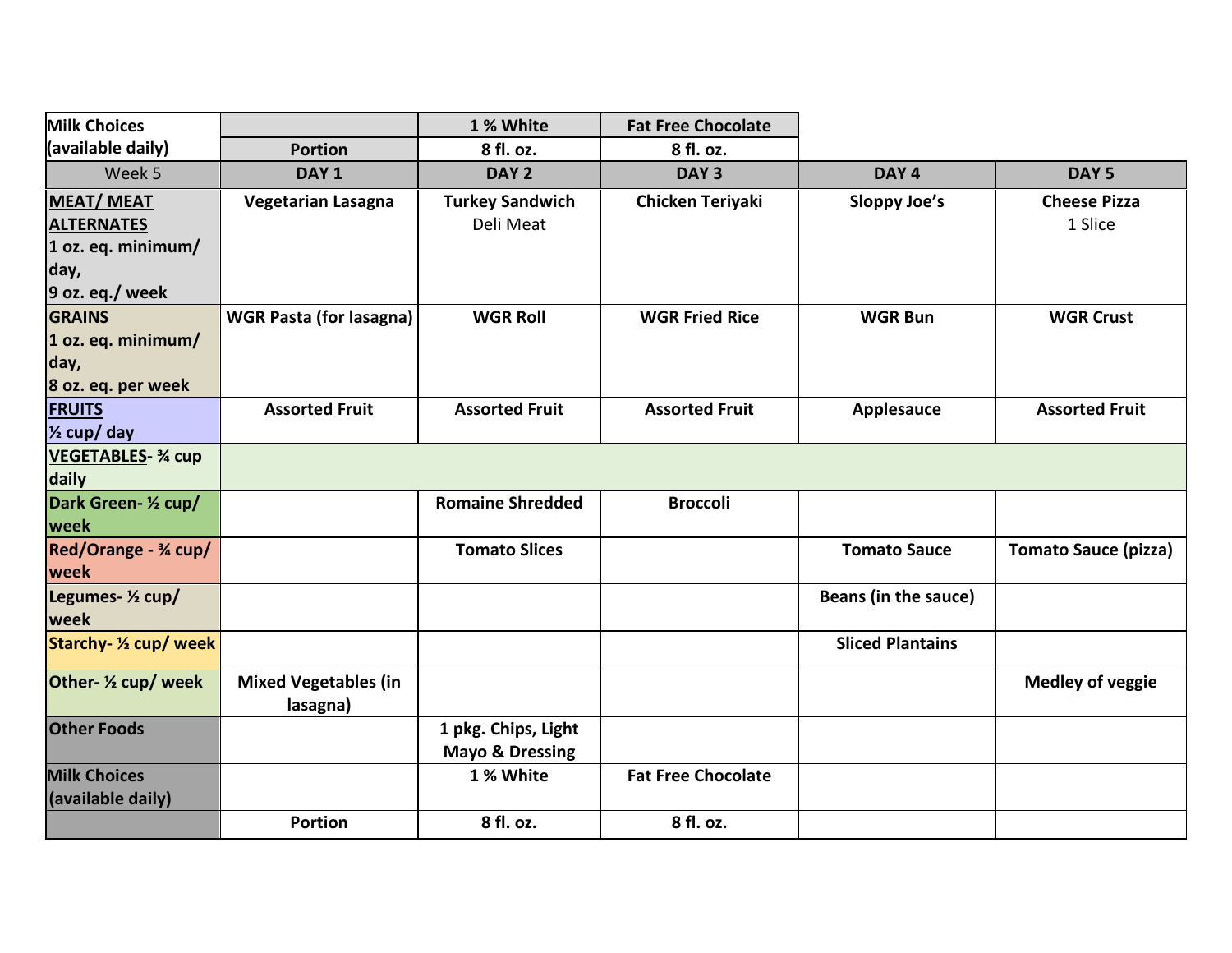| Milk Choices (available daily) | | 1 % White | Fat Free Chocolate | | |
|---|---|---|---|---|---|
| | Portion | 8 fl. oz. | 8 fl. oz. | | |
| Week 5 | DAY 1 | DAY 2 | DAY 3 | DAY 4 | DAY 5 |
| **MEAT/ MEAT ALTERNATES** 1 oz. eq. minimum/ day, 9 oz. eq./ week | **Vegetarian Lasagna** | **Turkey Sandwich** Deli Meat | **Chicken Teriyaki** | **Sloppy Joe's** | **Cheese Pizza** 1 Slice |
| **GRAINS** 1 oz. eq. minimum/ day, 8 oz. eq. per week | **WGR Pasta (for lasagna)** | **WGR Roll** | **WGR Fried Rice** | **WGR Bun** | **WGR Crust** |
| **FRUITS** ½ cup/ day | **Assorted Fruit** | **Assorted Fruit** | **Assorted Fruit** | **Applesauce** | **Assorted Fruit** |
| **VEGETABLES- ¾ cup daily** | | | | | |
| **Dark Green- ½ cup/ week** | | **Romaine Shredded** | **Broccoli** | | |
| **Red/Orange - ¾ cup/ week** | | **Tomato Slices** | | **Tomato Sauce** | **Tomato Sauce (pizza)** |
| **Legumes- ½ cup/ week** | | | | **Beans (in the sauce)** | |
| **Starchy- ½ cup/ week** | | | | **Sliced Plantains** | |
| **Other- ½ cup/ week** | **Mixed Vegetables (in lasagna)** | | | | **Medley of veggie** |
| **Other Foods** | | **1 pkg. Chips, Light Mayo & Dressing** | | | |
| **Milk Choices (available daily)** | | **1 % White** | **Fat Free Chocolate** | | |
| | **Portion** | **8 fl. oz.** | **8 fl. oz.** | | |